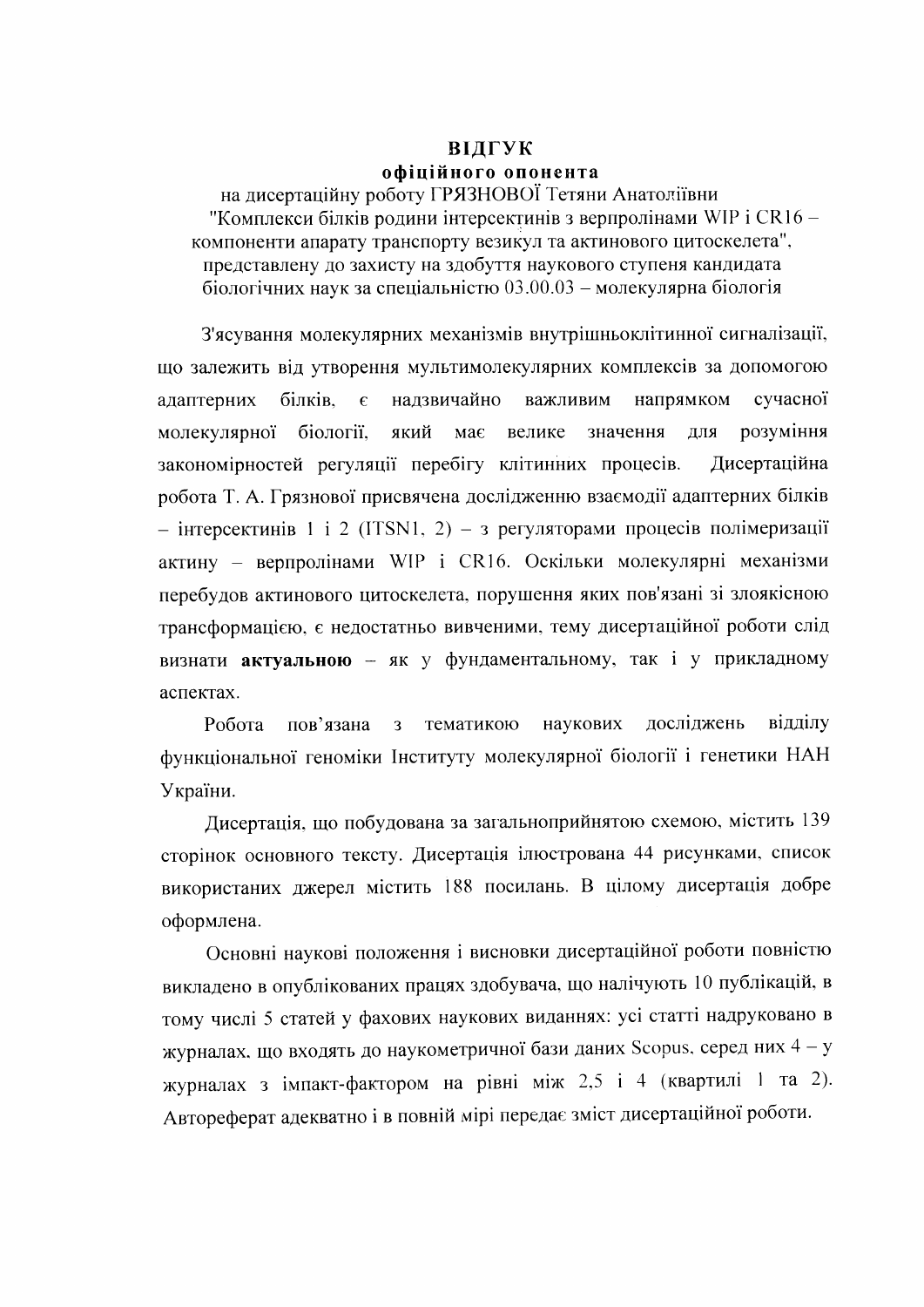# ВІДГУК
## офіційного опонента

на дисертаційну роботу ГРЯЗНОВОЇ Тетяни Анатоліївни "Комплекси білків родини інтерсектинів з верпролінами WIP і CR16 – компоненти апарату транспорту везикул та актинового цитоскелета", представлену до захисту на здобуття наукового ступеня кандидата біологічних наук за спеціальністю 03.00.03 – молекулярна біологія

З'ясування молекулярних механізмів внутрішньоклітинної сигналізації, що залежить від утворення мультимолекулярних комплексів за допомогою адаптерних білків, є надзвичайно важливим напрямком сучасної молекулярної біології, який має велике значення для розуміння закономірностей регуляції перебігу клітинних процесів. Дисертаційна робота Т. А. Грязнової присвячена дослідженню взаємодії адаптерних білків – інтерсектинів 1 і 2 (ITSN1, 2) – з регуляторами процесів полімеризації актину – верпролінами WIP і CR16. Оскільки молекулярні механізми перебудов актинового цитоскелета, порушення яких пов'язані зі злоякісною трансформацією, є недостатньо вивченими, тему дисертаційної роботи слід визнати **актуальною** – як у фундаментальному, так і у прикладному аспектах.

Робота пов'язана з тематикою наукових досліджень відділу функціональної геноміки Інституту молекулярної біології і генетики НАН України.

Дисертація, що побудована за загальноприйнятою схемою, містить 139 сторінок основного тексту. Дисертація ілюстрована 44 рисунками, список використаних джерел містить 188 посилань. В цілому дисертація добре оформлена.

Основні наукові положення і висновки дисертаційної роботи повністю викладено в опублікованих працях здобувача, що налічують 10 публікацій, в тому числі 5 статей у фахових наукових виданнях: усі статті надруковано в журналах, що входять до наукометричної бази даних Scopus, серед них 4 – у журналах з імпакт-фактором на рівні між 2,5 і 4 (квартилі 1 та 2). Автореферат адекватно і в повній мірі передає зміст дисертаційної роботи.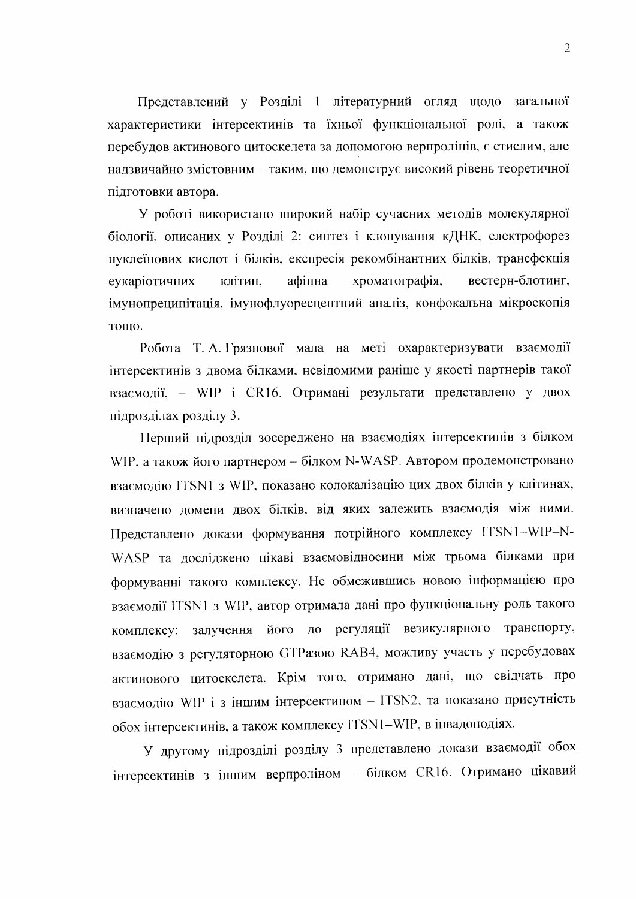Представлений у Розділі 1 літературний огляд щодо загальної характеристики інтерсектинів та їхньої функціональної ролі, а також перебудов актинового цитоскелета за допомогою верпролінів, є стислим, але надзвичайно змістовним – таким, що демонструє високий рівень теоретичної підготовки автора.

У роботі використано широкий набір сучасних методів молекулярної біології, описаних у Розділі 2: синтез і клонування кДНК, електрофорез нуклеїнових кислот і білків, експресія рекомбінантних білків, трансфекція еукаріотичних клітин, афінна хроматографія, вестерн-блотинг, імунопреципітація, імунофлуоресцентний аналіз, конфокальна мікроскопія тощо.

Робота Т. А. Грязнової мала на меті охарактеризувати взаємодії інтерсектинів з двома білками, невідомими раніше у якості партнерів такої взаємодії, – WIP і CR16. Отримані результати представлено у двох підрозділах розділу 3.

Перший підрозділ зосереджено на взаємодіях інтерсектинів з білком WIP, а також його партнером – білком N-WASP. Автором продемонстровано взаємодію ITSN1 з WIP, показано колокалізацію цих двох білків у клітинах, визначено домени двох білків, від яких залежить взаємодія між ними. Представлено докази формування потрійного комплексу ITSN1–WIP–N-WASP та досліджено цікаві взаємовідносини між трьома білками при формуванні такого комплексу. Не обмежившись новою інформацією про взаємодії ITSN1 з WIP, автор отримала дані про функціональну роль такого комплексу: залучення його до регуляції везикулярного транспорту, взаємодію з регуляторною GTPазою RAB4, можливу участь у перебудовах актинового цитоскелета. Крім того, отримано дані, що свідчать про взаємодію WIP і з іншим інтерсектином – ITSN2, та показано присутність обох інтерсектинів, а також комплексу ITSN1–WIP, в інвадоподіях.

У другому підрозділі розділу 3 представлено докази взаємодії обох інтерсектинів з іншим верproліном – білком CR16. Отримано цікавий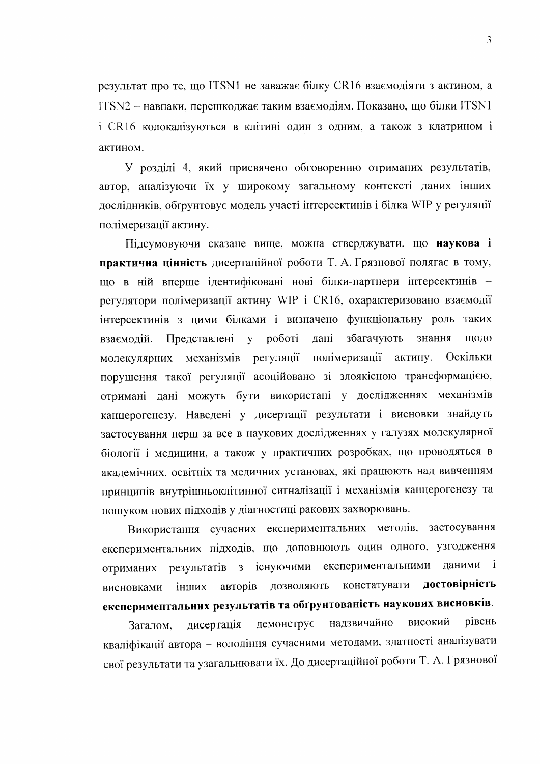результат про те, що ITSN1 не заважає білку CR16 взаємодіяти з актином, а ITSN2 – навпаки, перешкоджає таким взаємодіям. Показано, що білки ITSN1 і CR16 колокалізуються в клітині один з одним, а також з клатрином і актином.

У розділі 4, який присвячено обговоренню отриманих результатів, автор, аналізуючи їх у широкому загальному контексті даних інших дослідників, обґрунтовує модель участі інтерсектинів і білка WIP у регуляції полімеризації актину.

Підсумовуючи сказане вище, можна стверджувати, що **наукова і практична цінність** дисертаційної роботи Т. А. Грязнової полягає в тому, що в ній вперше ідентифіковані нові білки-партнери інтерсектинів – регулятори полімеризації актину WIP і CR16, охарактеризовано взаємодії інтерсектинів з цими білками і визначено функціональну роль таких взаємодій. Представлені у роботі дані збагачують знання щодо молекулярних механізмів регуляції полімеризації актину. Оскільки порушення такої регуляції асоційовано зі злоякісною трансформацією, отримані дані можуть бути використані у дослідженнях механізмів канцерогенезу. Наведені у дисертації результати і висновки знайдуть застосування перш за все в наукових дослідженнях у галузях молекулярної біології і медицини, а також у практичних розробках, що проводяться в академічних, освітніх та медичних установах, які працюють над вивченням принципів внутрішньоклітинної сигналізації і механізмів канцерогенезу та пошуком нових підходів у діагностиці ракових захворювань.

Використання сучасних експериментальних методів, застосування експериментальних підходів, що доповнюють один одного, узгодження отриманих результатів з існуючими експериментальними даними і висновками інших авторів дозволяють констатувати **достовірність експериментальних результатів та обґрунтованість наукових висновків**.

Загалом, дисертація демонструє надзвичайно високий рівень кваліфікації автора – володіння сучасними методами, здатності аналізувати свої результати та узагальнювати їх. До дисертаційної роботи Т. А. Грязнової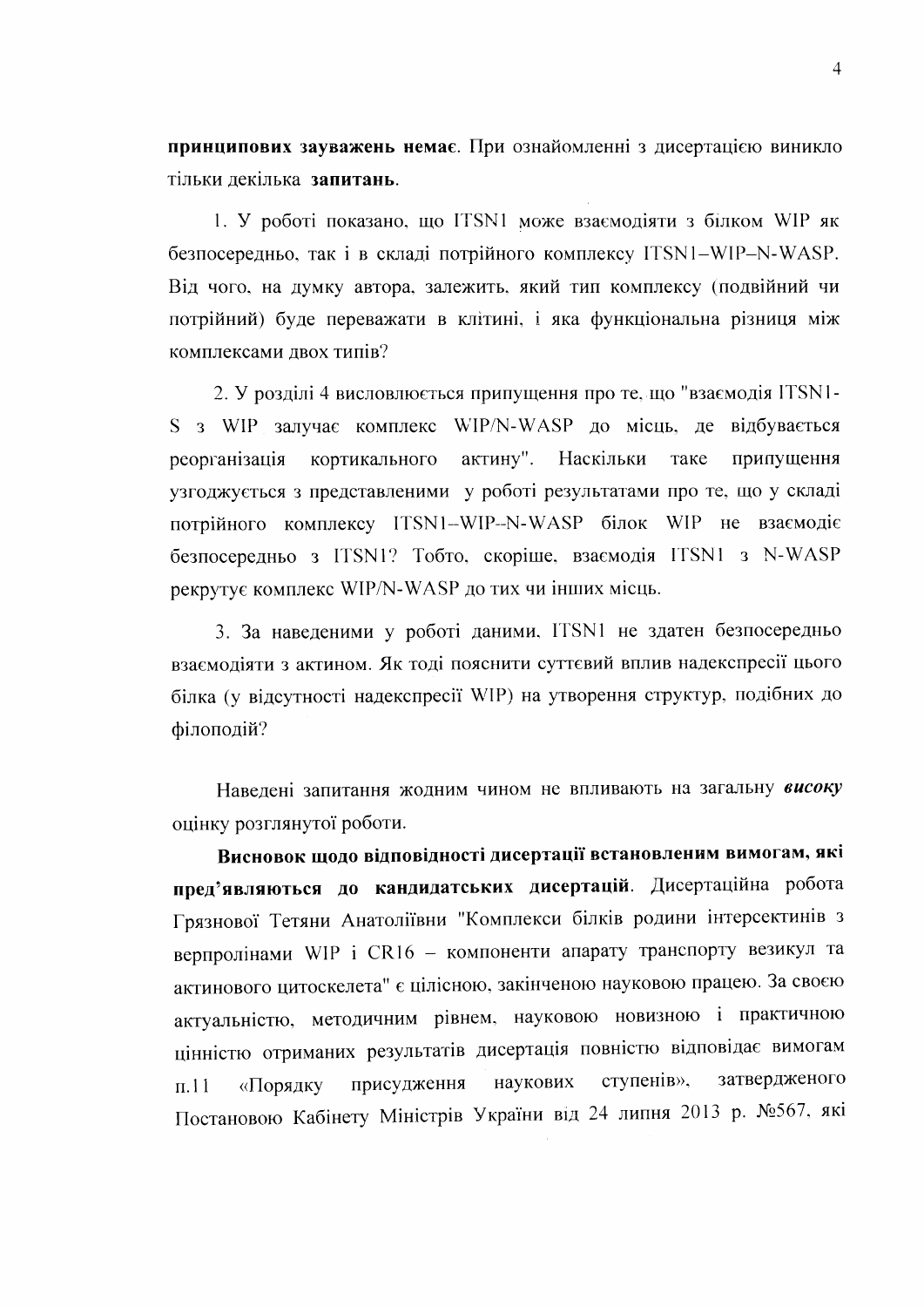**принципових зауважень немає**. При ознайомленні з дисертацією виникло тільки декілька **запитань**.

1. У роботі показано, що ITSN1 може взаємодіяти з білком WIP як безпосередньо, так і в складі потрійного комплексу ITSN1–WIP–N-WASP. Від чого, на думку автора, залежить, який тип комплексу (подвійний чи потрійний) буде переважати в клітині, і яка функціональна різниця між комплексами двох типів?

2. У розділі 4 висловлюється припущення про те, що "взаємодія ITSN1-S з WIP залучає комплекс WIP/N-WASP до місць, де відбувається реорганізація кортикального актину". Наскільки таке припущення узгоджується з представленими у роботі результатами про те, що у складі потрійного комплексу ITSN1–WIP–N-WASP білок WIP не взаємодіє безпосередньо з ITSN1? Тобто, скоріше, взаємодія ITSN1 з N-WASP рекрутує комплекс WIP/N-WASP до тих чи інших місць.

3. За наведеними у роботі даними, ITSN1 не здатен безпосередньо взаємодіяти з актином. Як тоді пояснити суттєвий вплив надекспресії цього білка (у відсутності надекспресії WIP) на утворення структур, подібних до філоподій?

Наведені запитання жодним чином не впливають на загальну ***високу*** оцінку розглянутої роботи.

**Висновок щодо відповідності дисертації встановленим вимогам, які пред'являються до кандидатських дисертацій**. Дисертаційна робота Грязнової Тетяни Анатоліївни "Комплекси білків родини інтерсектинів з верпролінами WIP і CR16 – компоненти апарату транспорту везикул та актинового цитоскелета" є цілісною, закінченою науковою працею. За своєю актуальністю, методичним рівнем, науковою новизною і практичною цінністю отриманих результатів дисертація повністю відповідає вимогам п.11 «Порядку присудження наукових ступенів», затвердженого Постановою Кабінету Міністрів України від 24 липня 2013 р. №567, які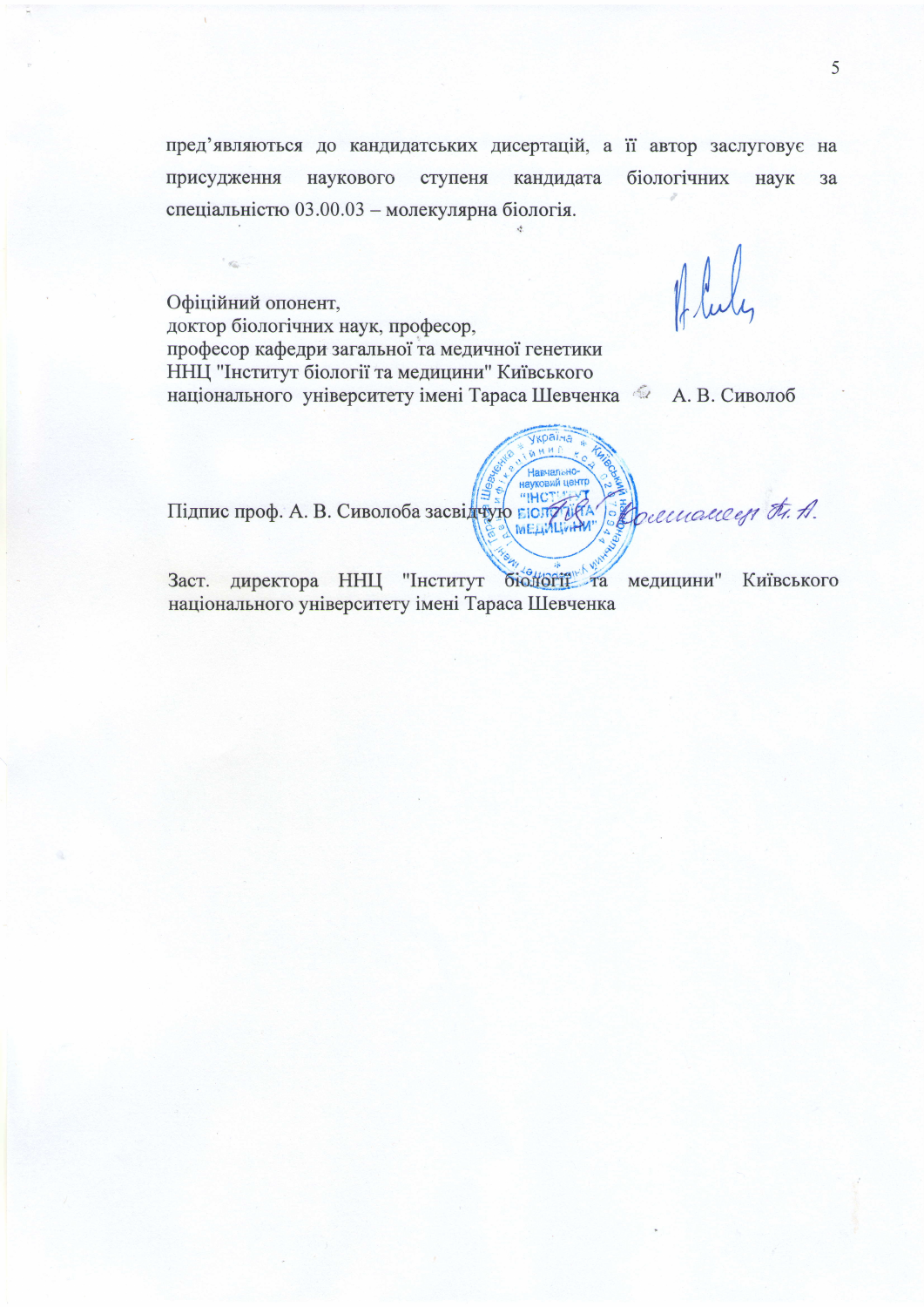пред'являються до кандидатських дисертацій, а її автор заслуговує на присудження наукового ступеня кандидата біологічних наук за спеціальністю 03.00.03 – молекулярна біологія.

Офіційний опонент,
доктор біологічних наук, професор,
професор кафедри загальної та медичної генетики
ННЦ "Інститут біології та медицини" Київського
національного університету імені Тараса Шевченка А. В. Сиволоб

Підпис проф. А. В. Сиволоба засвідчую

Заст. директора ННЦ "Інститут біології та медицини" Київського національного університету імені Тараса Шевченка